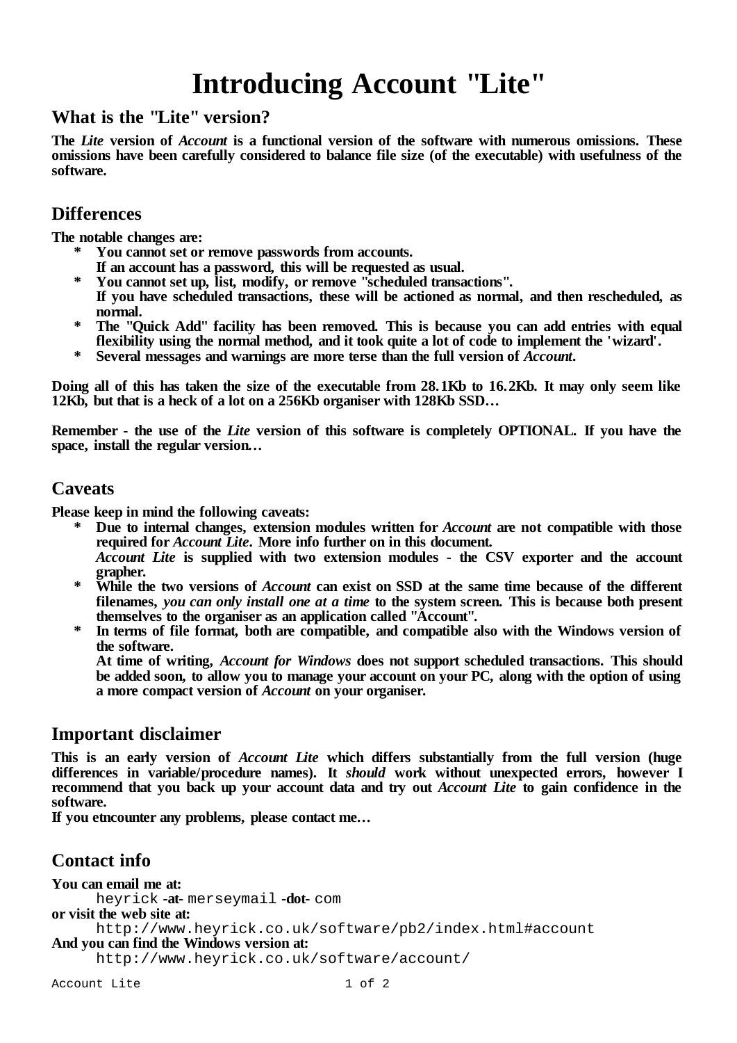# Introducing Account "Lite"

## What is the "Lite" version?

**The *Lite* version of *Account* is a functional version of the software with numerous omissions. These omissions have been carefully considered to balance file size (of the executable) with usefulness of the software.**

## Differences

**The notable changes are:**

* **You cannot set or remove passwords from accounts.**
  **If an account has a password, this will be requested as usual.**
* **You cannot set up, list, modify, or remove "scheduled transactions".**
  **If you have scheduled transactions, these will be actioned as normal, and then rescheduled, as normal.**
* **The "Quick Add" facility has been removed. This is because you can add entries with equal flexibility using the normal method, and it took quite a lot of code to implement the 'wizard'.**
* **Several messages and warnings are more terse than the full version of *Account*.**

**Doing all of this has taken the size of the executable from 28.1Kb to 16.2Kb. It may only seem like 12Kb, but that is a heck of a lot on a 256Kb organiser with 128Kb SSD…**

**Remember - the use of the *Lite* version of this software is completely OPTIONAL. If you have the space, install the regular version…**

## Caveats

**Please keep in mind the following caveats:**

* **Due to internal changes, extension modules written for *Account* are not compatible with those required for *Account Lite*. More info further on in this document.**
  ***Account Lite* is supplied with two extension modules - the CSV exporter and the account grapher.**
* **While the two versions of *Account* can exist on SSD at the same time because of the different filenames, *you can only install one at a time* to the system screen. This is because both present themselves to the organiser as an application called "Account".**
* **In terms of file format, both are compatible, and compatible also with the Windows version of the software.**
  **At time of writing, *Account for Windows* does not support scheduled transactions. This should be added soon, to allow you to manage your account on your PC, along with the option of using a more compact version of *Account* on your organiser.**

## Important disclaimer

**This is an early version of *Account Lite* which differs substantially from the full version (huge differences in variable/procedure names). It *should* work without unexpected errors, however I recommend that you back up your account data and try out *Account Lite* to gain confidence in the software.**
**If you etncounter any problems, please contact me…**

## Contact info

**You can email me at:**
    heyrick **-at-** merseymail **-dot-** com
**or visit the web site at:**
    http://www.heyrick.co.uk/software/pb2/index.html#account
**And you can find the Windows version at:**
    http://www.heyrick.co.uk/software/account/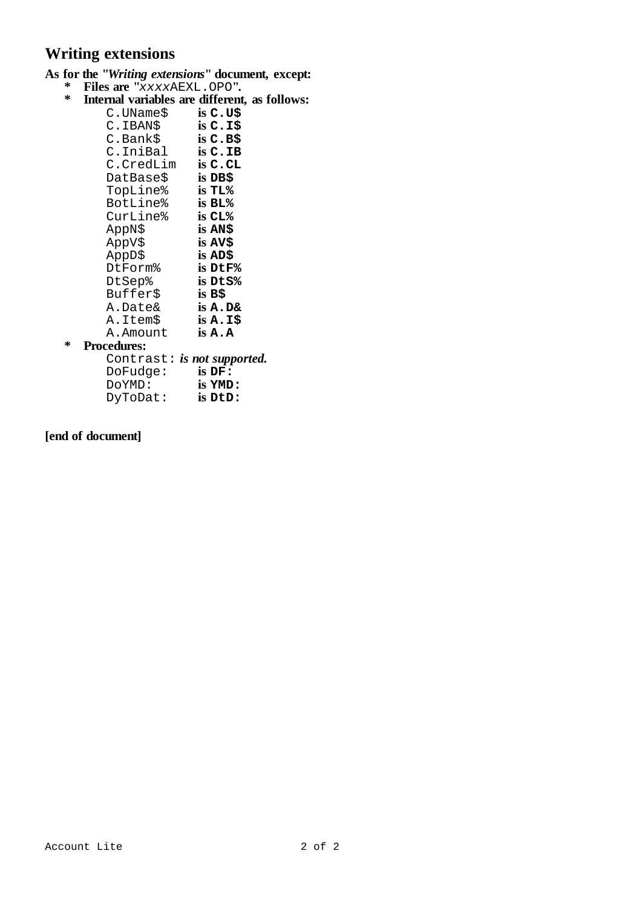## Writing extensions

**As for the "*Writing extensions*" document, except:**

- **Files are "**`xxxxAEXL.OPO`**".**
- **Internal variables are different, as follows:**

| | |
|---|---|
| `C.UName$` | is **`C.U$`** |
| `C.IBAN$` | is **`C.I$`** |
| `C.Bank$` | is **`C.B$`** |
| `C.IniBal` | is **`C.IB`** |
| `C.CredLim` | is **`C.CL`** |
| `DatBase$` | is **`DB$`** |
| `TopLine%` | is **`TL%`** |
| `BotLine%` | is **`BL%`** |
| `CurLine%` | is **`CL%`** |
| `AppN$` | is **`AN$`** |
| `AppV$` | is **`AV$`** |
| `AppD$` | is **`AD$`** |
| `DtForm%` | is **`DtF%`** |
| `DtSep%` | is **`DtS%`** |
| `Buffer$` | is **`B$`** |
| `A.Date&` | is **`A.D&`** |
| `A.Item$` | is **`A.I$`** |
| `A.Amount` | is **`A.A`** |

- **Procedures:**

| | |
|---|---|
| `Contrast:` | ***is not supported.*** |
| `DoFudge:` | is **`DF:`** |
| `DoYMD:` | is **`YMD:`** |
| `DyToDat:` | is **`DtD:`** |

**[end of document]**